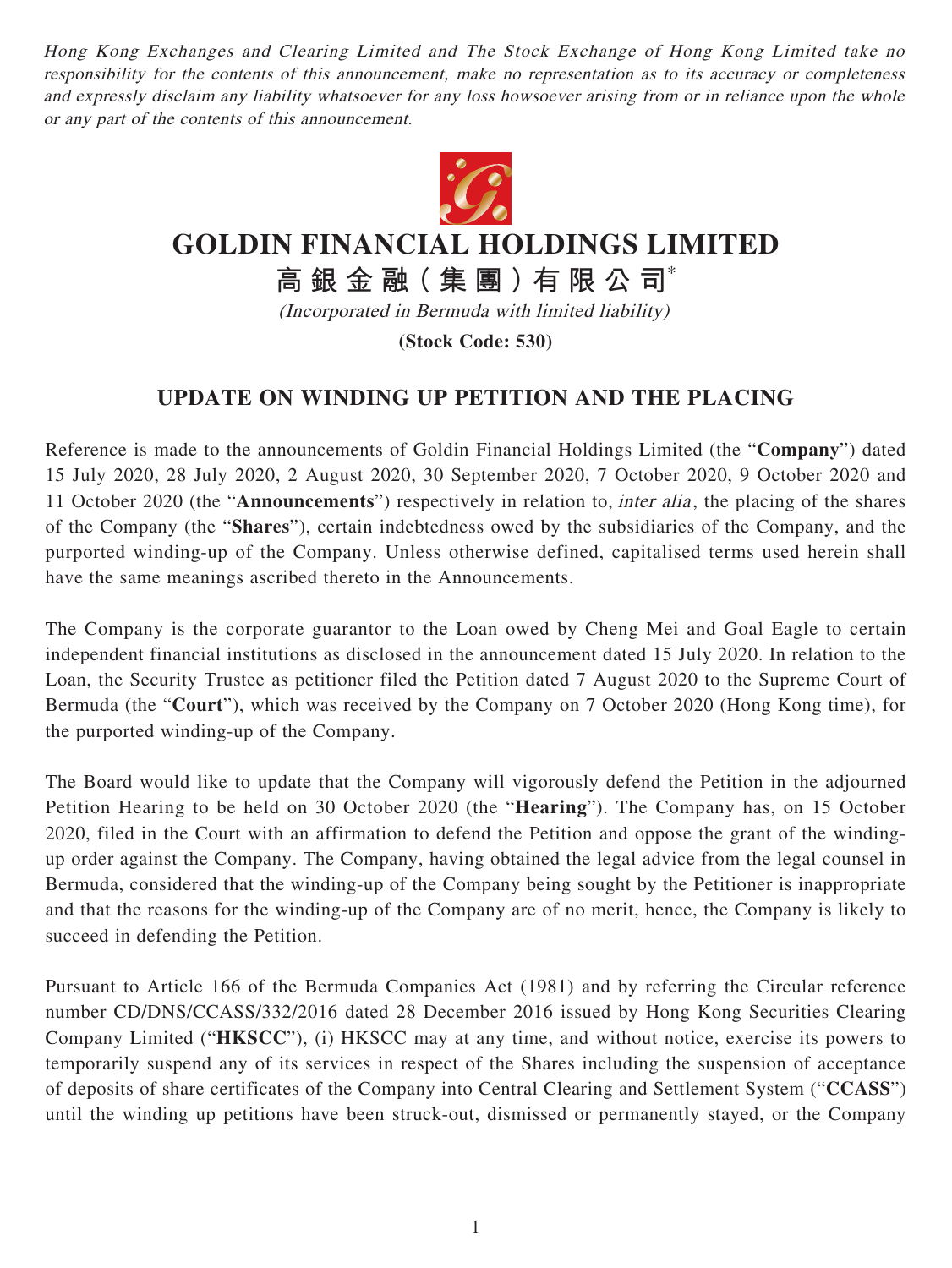*Hong Kong Exchanges and Clearing Limited and The Stock Exchange of Hong Kong Limited take no responsibility for the contents of this announcement, make no representation as to its accuracy or completeness and expressly disclaim any liability whatsoever for any loss howsoever arising from or in reliance upon the whole or any part of the contents of this announcement.*

# GOLDIN FINANCIAL HOLDINGS LIMITED

# 高銀金融（集團）有限公司*

*(Incorporated in Bermuda with limited liability)*

**(Stock Code: 530)**

## UPDATE ON WINDING UP PETITION AND THE PLACING

Reference is made to the announcements of Goldin Financial Holdings Limited (the "**Company**") dated 15 July 2020, 28 July 2020, 2 August 2020, 30 September 2020, 7 October 2020, 9 October 2020 and 11 October 2020 (the "**Announcements**") respectively in relation to, *inter alia*, the placing of the shares of the Company (the "**Shares**"), certain indebtedness owed by the subsidiaries of the Company, and the purported winding-up of the Company. Unless otherwise defined, capitalised terms used herein shall have the same meanings ascribed thereto in the Announcements.

The Company is the corporate guarantor to the Loan owed by Cheng Mei and Goal Eagle to certain independent financial institutions as disclosed in the announcement dated 15 July 2020. In relation to the Loan, the Security Trustee as petitioner filed the Petition dated 7 August 2020 to the Supreme Court of Bermuda (the "**Court**"), which was received by the Company on 7 October 2020 (Hong Kong time), for the purported winding-up of the Company.

The Board would like to update that the Company will vigorously defend the Petition in the adjourned Petition Hearing to be held on 30 October 2020 (the "**Hearing**"). The Company has, on 15 October 2020, filed in the Court with an affirmation to defend the Petition and oppose the grant of the winding-up order against the Company. The Company, having obtained the legal advice from the legal counsel in Bermuda, considered that the winding-up of the Company being sought by the Petitioner is inappropriate and that the reasons for the winding-up of the Company are of no merit, hence, the Company is likely to succeed in defending the Petition.

Pursuant to Article 166 of the Bermuda Companies Act (1981) and by referring the Circular reference number CD/DNS/CCASS/332/2016 dated 28 December 2016 issued by Hong Kong Securities Clearing Company Limited ("**HKSCC**"), (i) HKSCC may at any time, and without notice, exercise its powers to temporarily suspend any of its services in respect of the Shares including the suspension of acceptance of deposits of share certificates of the Company into Central Clearing and Settlement System ("**CCASS**") until the winding up petitions have been struck-out, dismissed or permanently stayed, or the Company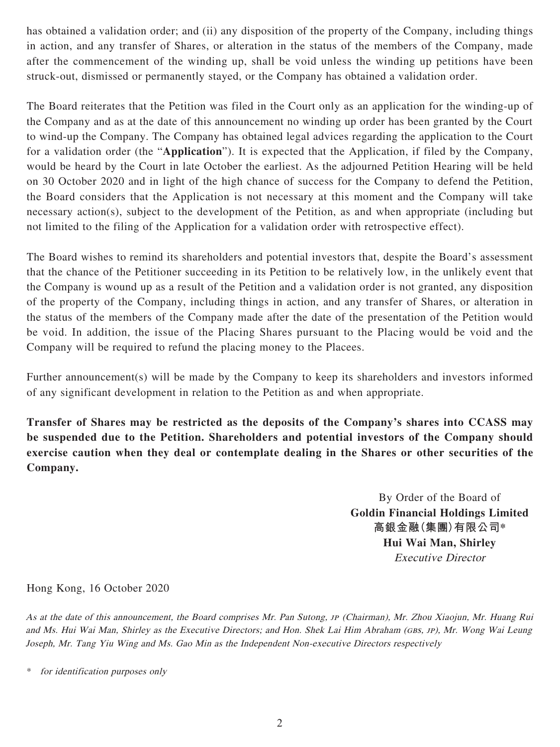has obtained a validation order; and (ii) any disposition of the property of the Company, including things in action, and any transfer of Shares, or alteration in the status of the members of the Company, made after the commencement of the winding up, shall be void unless the winding up petitions have been struck-out, dismissed or permanently stayed, or the Company has obtained a validation order.

The Board reiterates that the Petition was filed in the Court only as an application for the winding-up of the Company and as at the date of this announcement no winding up order has been granted by the Court to wind-up the Company. The Company has obtained legal advices regarding the application to the Court for a validation order (the "**Application**"). It is expected that the Application, if filed by the Company, would be heard by the Court in late October the earliest. As the adjourned Petition Hearing will be held on 30 October 2020 and in light of the high chance of success for the Company to defend the Petition, the Board considers that the Application is not necessary at this moment and the Company will take necessary action(s), subject to the development of the Petition, as and when appropriate (including but not limited to the filing of the Application for a validation order with retrospective effect).

The Board wishes to remind its shareholders and potential investors that, despite the Board's assessment that the chance of the Petitioner succeeding in its Petition to be relatively low, in the unlikely event that the Company is wound up as a result of the Petition and a validation order is not granted, any disposition of the property of the Company, including things in action, and any transfer of Shares, or alteration in the status of the members of the Company made after the date of the presentation of the Petition would be void. In addition, the issue of the Placing Shares pursuant to the Placing would be void and the Company will be required to refund the placing money to the Placees.

Further announcement(s) will be made by the Company to keep its shareholders and investors informed of any significant development in relation to the Petition as and when appropriate.

**Transfer of Shares may be restricted as the deposits of the Company's shares into CCASS may be suspended due to the Petition. Shareholders and potential investors of the Company should exercise caution when they deal or contemplate dealing in the Shares or other securities of the Company.**

By Order of the Board of
**Goldin Financial Holdings Limited**
**高銀金融(集團)有限公司***
**Hui Wai Man, Shirley**
*Executive Director*

Hong Kong, 16 October 2020

*As at the date of this announcement, the Board comprises Mr. Pan Sutong, JP (Chairman), Mr. Zhou Xiaojun, Mr. Huang Rui and Ms. Hui Wai Man, Shirley as the Executive Directors; and Hon. Shek Lai Him Abraham (GBS, JP), Mr. Wong Wai Leung Joseph, Mr. Tang Yiu Wing and Ms. Gao Min as the Independent Non-executive Directors respectively*

\* *for identification purposes only*